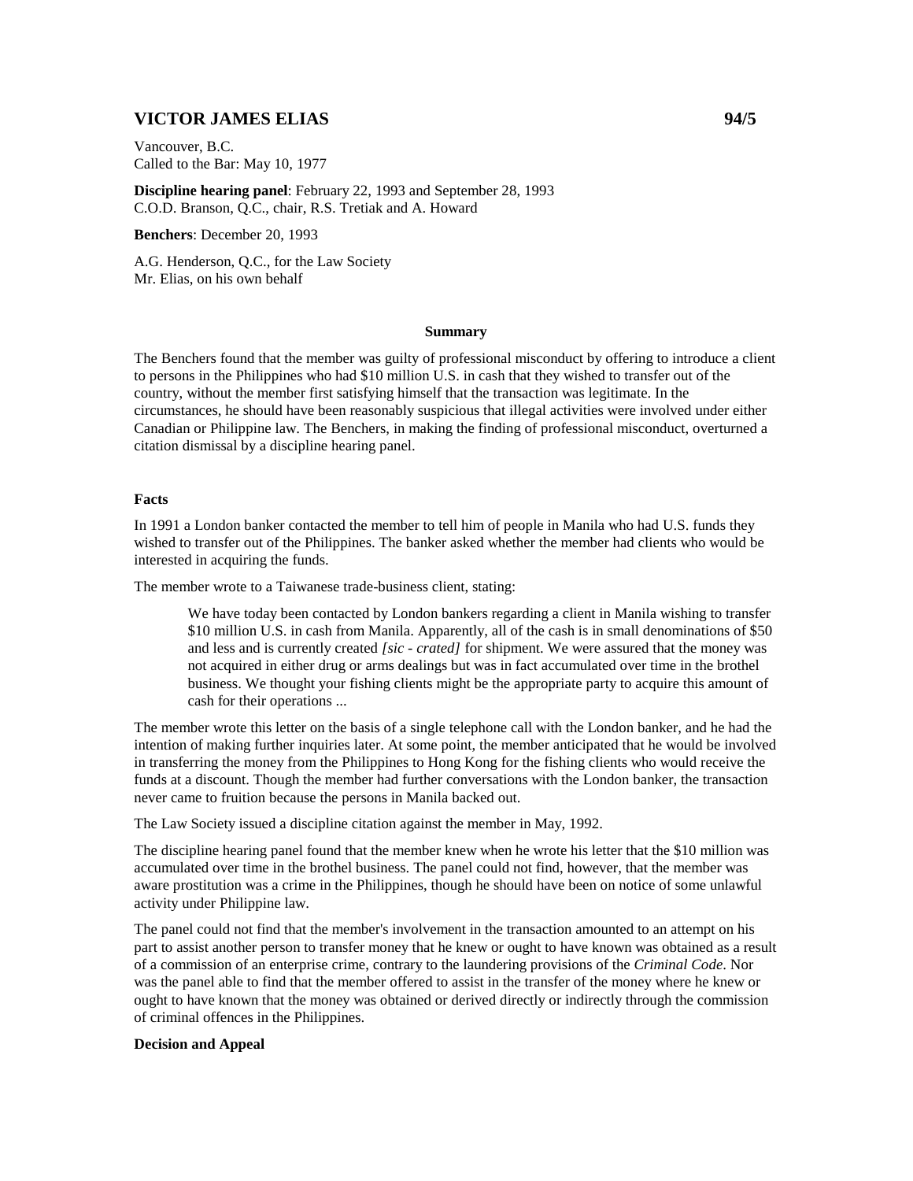## VICTOR JAMES ELIAS 94/5

Vancouver, B.C.
Called to the Bar: May 10, 1977

**Discipline hearing panel**: February 22, 1993 and September 28, 1993
C.O.D. Branson, Q.C., chair, R.S. Tretiak and A. Howard

**Benchers**: December 20, 1993

A.G. Henderson, Q.C., for the Law Society
Mr. Elias, on his own behalf

### Summary

The Benchers found that the member was guilty of professional misconduct by offering to introduce a client to persons in the Philippines who had $10 million U.S. in cash that they wished to transfer out of the country, without the member first satisfying himself that the transaction was legitimate. In the circumstances, he should have been reasonably suspicious that illegal activities were involved under either Canadian or Philippine law. The Benchers, in making the finding of professional misconduct, overturned a citation dismissal by a discipline hearing panel.

### Facts

In 1991 a London banker contacted the member to tell him of people in Manila who had U.S. funds they wished to transfer out of the Philippines. The banker asked whether the member had clients who would be interested in acquiring the funds.

The member wrote to a Taiwanese trade-business client, stating:

> We have today been contacted by London bankers regarding a client in Manila wishing to transfer $10 million U.S. in cash from Manila. Apparently, all of the cash is in small denominations of $50 and less and is currently created *[sic - crated]* for shipment. We were assured that the money was not acquired in either drug or arms dealings but was in fact accumulated over time in the brothel business. We thought your fishing clients might be the appropriate party to acquire this amount of cash for their operations ...

The member wrote this letter on the basis of a single telephone call with the London banker, and he had the intention of making further inquiries later. At some point, the member anticipated that he would be involved in transferring the money from the Philippines to Hong Kong for the fishing clients who would receive the funds at a discount. Though the member had further conversations with the London banker, the transaction never came to fruition because the persons in Manila backed out.

The Law Society issued a discipline citation against the member in May, 1992.

The discipline hearing panel found that the member knew when he wrote his letter that the $10 million was accumulated over time in the brothel business. The panel could not find, however, that the member was aware prostitution was a crime in the Philippines, though he should have been on notice of some unlawful activity under Philippine law.

The panel could not find that the member's involvement in the transaction amounted to an attempt on his part to assist another person to transfer money that he knew or ought to have known was obtained as a result of a commission of an enterprise crime, contrary to the laundering provisions of the *Criminal Code*. Nor was the panel able to find that the member offered to assist in the transfer of the money where he knew or ought to have known that the money was obtained or derived directly or indirectly through the commission of criminal offences in the Philippines.

### Decision and Appeal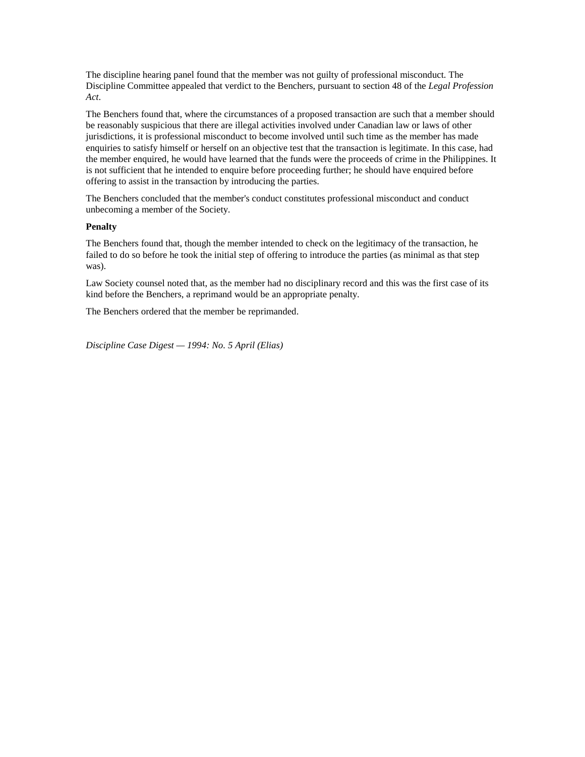The discipline hearing panel found that the member was not guilty of professional misconduct. The Discipline Committee appealed that verdict to the Benchers, pursuant to section 48 of the *Legal Profession Act*.

The Benchers found that, where the circumstances of a proposed transaction are such that a member should be reasonably suspicious that there are illegal activities involved under Canadian law or laws of other jurisdictions, it is professional misconduct to become involved until such time as the member has made enquiries to satisfy himself or herself on an objective test that the transaction is legitimate. In this case, had the member enquired, he would have learned that the funds were the proceeds of crime in the Philippines. It is not sufficient that he intended to enquire before proceeding further; he should have enquired before offering to assist in the transaction by introducing the parties.

The Benchers concluded that the member's conduct constitutes professional misconduct and conduct unbecoming a member of the Society.

**Penalty**

The Benchers found that, though the member intended to check on the legitimacy of the transaction, he failed to do so before he took the initial step of offering to introduce the parties (as minimal as that step was).

Law Society counsel noted that, as the member had no disciplinary record and this was the first case of its kind before the Benchers, a reprimand would be an appropriate penalty.

The Benchers ordered that the member be reprimanded.

*Discipline Case Digest — 1994: No. 5 April (Elias)*